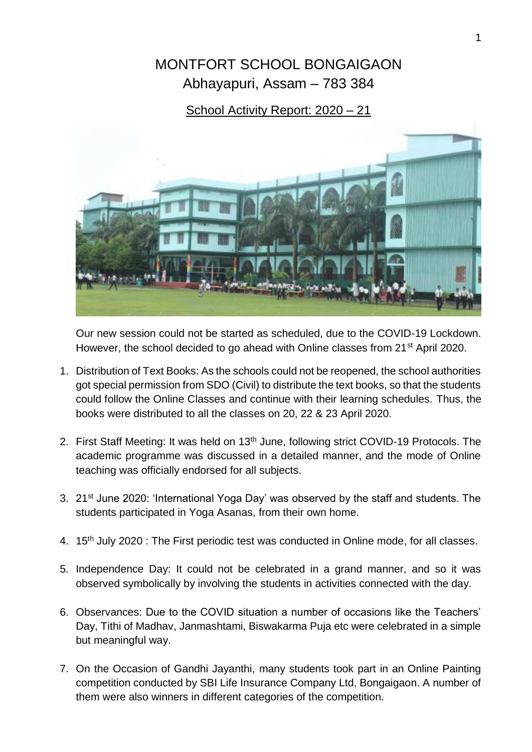# MONTFORT SCHOOL BONGAIGAON
## Abhayapuri, Assam – 783 384

### School Activity Report: 2020 – 21

Our new session could not be started as scheduled, due to the COVID-19 Lockdown. However, the school decided to go ahead with Online classes from 21st April 2020.

1. Distribution of Text Books: As the schools could not be reopened, the school authorities got special permission from SDO (Civil) to distribute the text books, so that the students could follow the Online Classes and continue with their learning schedules. Thus, the books were distributed to all the classes on 20, 22 & 23 April 2020.

2. First Staff Meeting: It was held on 13th June, following strict COVID-19 Protocols. The academic programme was discussed in a detailed manner, and the mode of Online teaching was officially endorsed for all subjects.

3. 21st June 2020: 'International Yoga Day' was observed by the staff and students. The students participated in Yoga Asanas, from their own home.

4. 15th July 2020 : The First periodic test was conducted in Online mode, for all classes.

5. Independence Day: It could not be celebrated in a grand manner, and so it was observed symbolically by involving the students in activities connected with the day.

6. Observances: Due to the COVID situation a number of occasions like the Teachers' Day, Tithi of Madhav, Janmashtami, Biswakarma Puja etc were celebrated in a simple but meaningful way.

7. On the Occasion of Gandhi Jayanthi, many students took part in an Online Painting competition conducted by SBI Life Insurance Company Ltd, Bongaigaon. A number of them were also winners in different categories of the competition.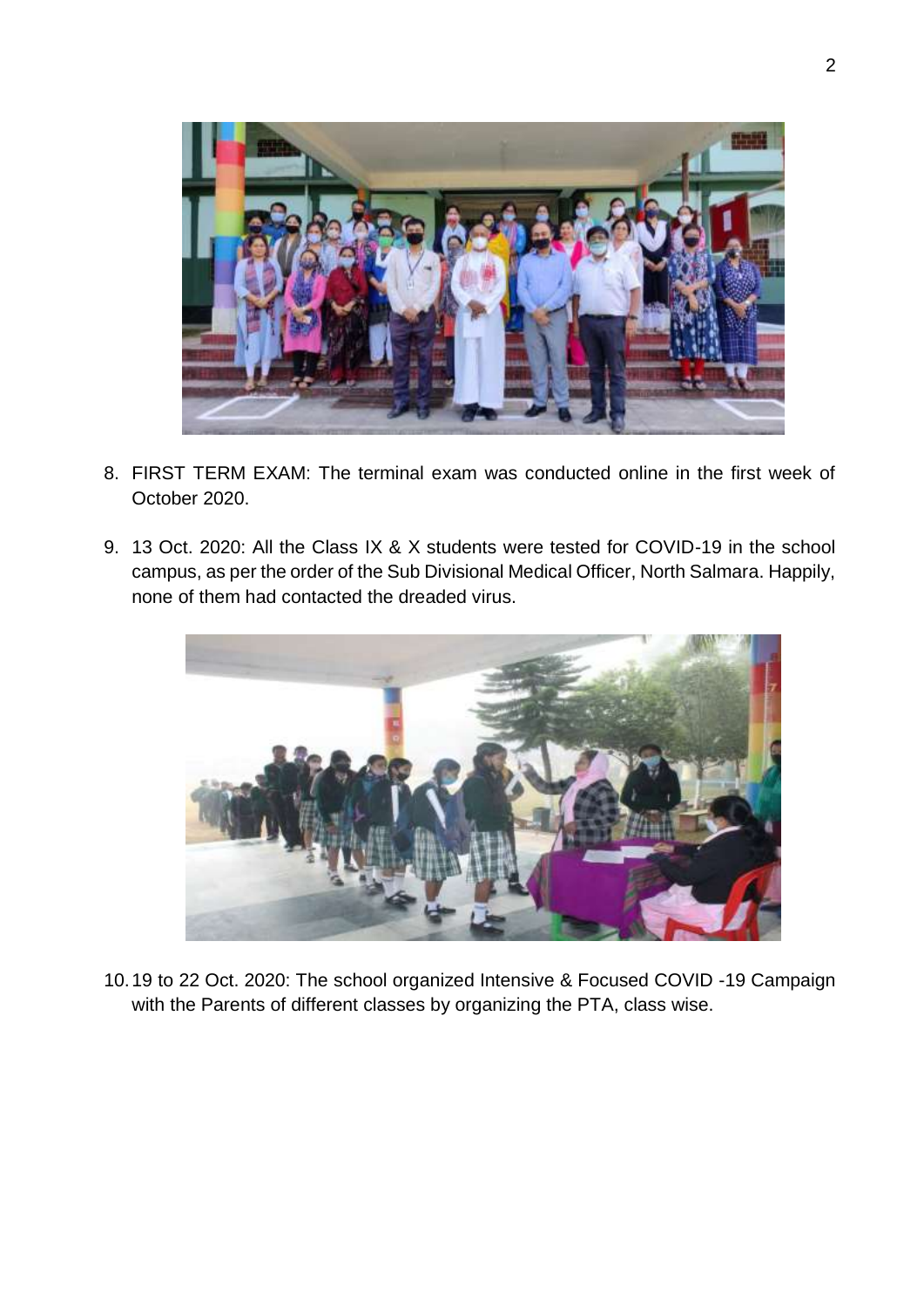8. FIRST TERM EXAM: The terminal exam was conducted online in the first week of October 2020.

9. 13 Oct. 2020: All the Class IX & X students were tested for COVID-19 in the school campus, as per the order of the Sub Divisional Medical Officer, North Salmara. Happily, none of them had contacted the dreaded virus.

10. 19 to 22 Oct. 2020: The school organized Intensive & Focused COVID -19 Campaign with the Parents of different classes by organizing the PTA, class wise.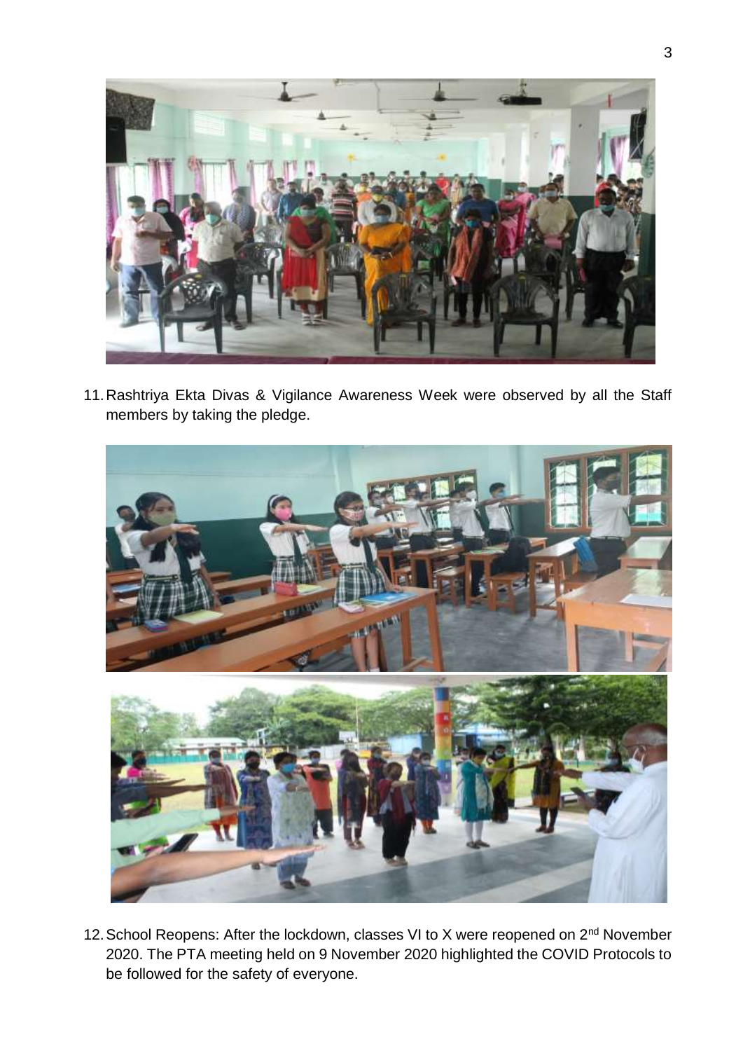11. Rashtriya Ekta Divas & Vigilance Awareness Week were observed by all the Staff members by taking the pledge.

12. School Reopens: After the lockdown, classes VI to X were reopened on 2nd November 2020. The PTA meeting held on 9 November 2020 highlighted the COVID Protocols to be followed for the safety of everyone.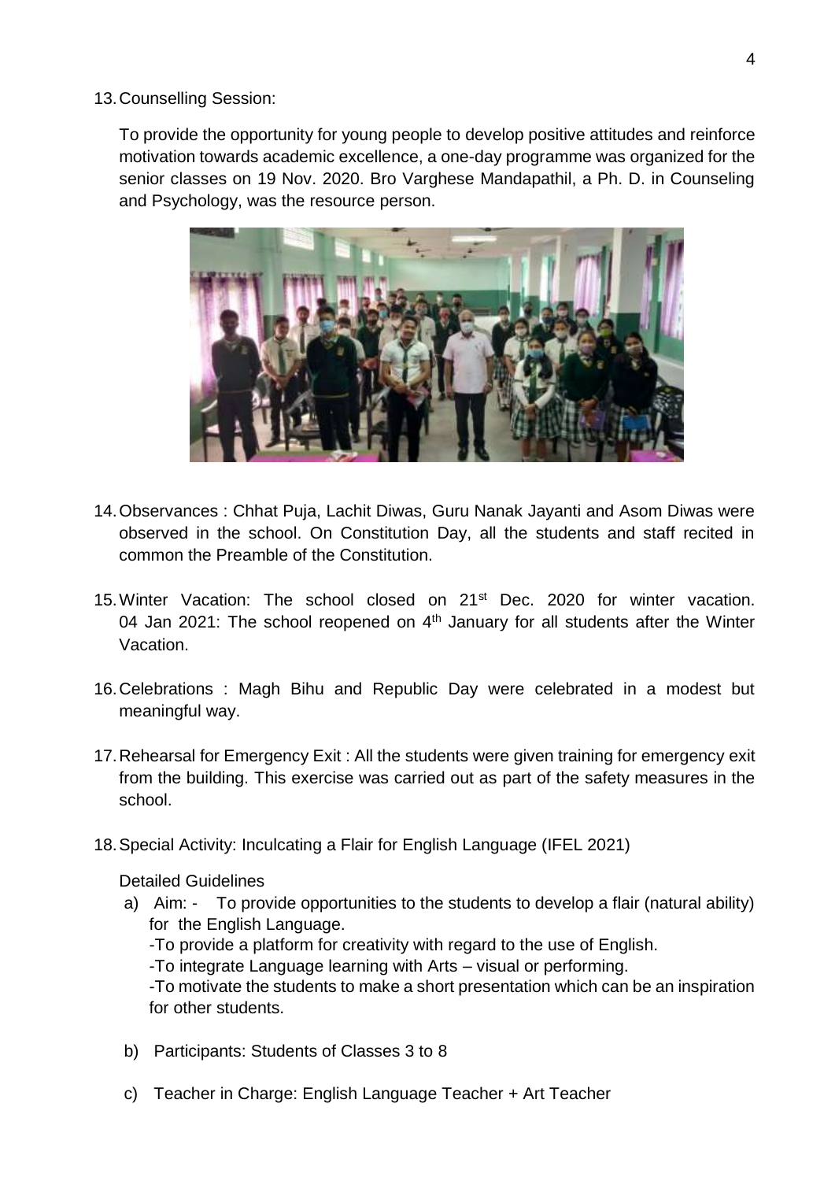13. Counselling Session:

    To provide the opportunity for young people to develop positive attitudes and reinforce motivation towards academic excellence, a one-day programme was organized for the senior classes on 19 Nov. 2020. Bro Varghese Mandapathil, a Ph. D. in Counseling and Psychology, was the resource person.

14. Observances : Chhat Puja, Lachit Diwas, Guru Nanak Jayanti and Asom Diwas were observed in the school. On Constitution Day, all the students and staff recited in common the Preamble of the Constitution.

15. Winter Vacation: The school closed on 21st Dec. 2020 for winter vacation. 04 Jan 2021: The school reopened on 4th January for all students after the Winter Vacation.

16. Celebrations : Magh Bihu and Republic Day were celebrated in a modest but meaningful way.

17. Rehearsal for Emergency Exit : All the students were given training for emergency exit from the building. This exercise was carried out as part of the safety measures in the school.

18. Special Activity: Inculcating a Flair for English Language (IFEL 2021)

    Detailed Guidelines

    a) Aim: - To provide opportunities to the students to develop a flair (natural ability) for the English Language.
       -To provide a platform for creativity with regard to the use of English.
       -To integrate Language learning with Arts – visual or performing.
       -To motivate the students to make a short presentation which can be an inspiration for other students.

    b) Participants: Students of Classes 3 to 8

    c) Teacher in Charge: English Language Teacher + Art Teacher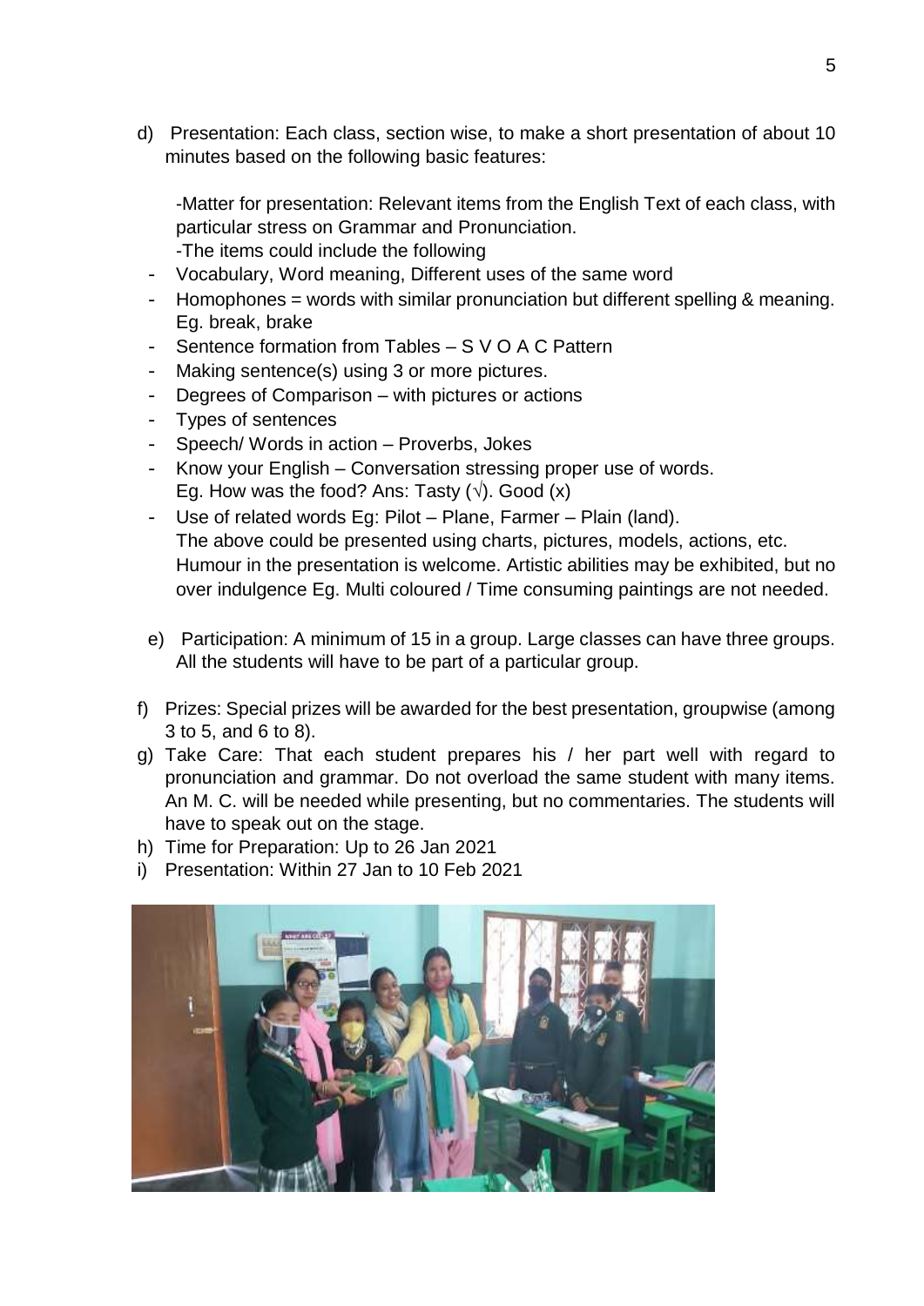d) Presentation: Each class, section wise, to make a short presentation of about 10 minutes based on the following basic features:

-Matter for presentation: Relevant items from the English Text of each class, with particular stress on Grammar and Pronunciation.
-The items could include the following

- Vocabulary, Word meaning, Different uses of the same word
- Homophones = words with similar pronunciation but different spelling & meaning. Eg. break, brake
- Sentence formation from Tables – S V O A C Pattern
- Making sentence(s) using 3 or more pictures.
- Degrees of Comparison – with pictures or actions
- Types of sentences
- Speech/ Words in action – Proverbs, Jokes
- Know your English – Conversation stressing proper use of words. Eg. How was the food? Ans: Tasty (√). Good (x)
- Use of related words Eg: Pilot – Plane, Farmer – Plain (land).
  The above could be presented using charts, pictures, models, actions, etc. Humour in the presentation is welcome. Artistic abilities may be exhibited, but no over indulgence Eg. Multi coloured / Time consuming paintings are not needed.

e) Participation: A minimum of 15 in a group. Large classes can have three groups. All the students will have to be part of a particular group.

f) Prizes: Special prizes will be awarded for the best presentation, groupwise (among 3 to 5, and 6 to 8).

g) Take Care: That each student prepares his / her part well with regard to pronunciation and grammar. Do not overload the same student with many items. An M. C. will be needed while presenting, but no commentaries. The students will have to speak out on the stage.

h) Time for Preparation: Up to 26 Jan 2021

i) Presentation: Within 27 Jan to 10 Feb 2021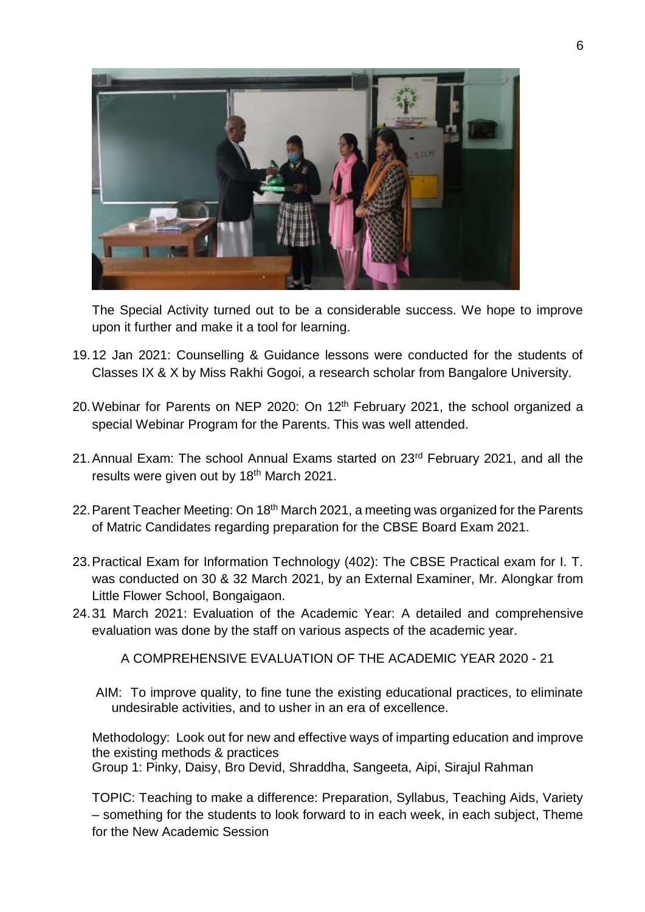The Special Activity turned out to be a considerable success. We hope to improve upon it further and make it a tool for learning.

19. 12 Jan 2021: Counselling & Guidance lessons were conducted for the students of Classes IX & X by Miss Rakhi Gogoi, a research scholar from Bangalore University.

20. Webinar for Parents on NEP 2020: On 12th February 2021, the school organized a special Webinar Program for the Parents. This was well attended.

21. Annual Exam: The school Annual Exams started on 23rd February 2021, and all the results were given out by 18th March 2021.

22. Parent Teacher Meeting: On 18th March 2021, a meeting was organized for the Parents of Matric Candidates regarding preparation for the CBSE Board Exam 2021.

23. Practical Exam for Information Technology (402): The CBSE Practical exam for I. T. was conducted on 30 & 32 March 2021, by an External Examiner, Mr. Alongkar from Little Flower School, Bongaigaon.

24. 31 March 2021: Evaluation of the Academic Year: A detailed and comprehensive evaluation was done by the staff on various aspects of the academic year.

A COMPREHENSIVE EVALUATION OF THE ACADEMIC YEAR 2020 - 21

AIM: To improve quality, to fine tune the existing educational practices, to eliminate undesirable activities, and to usher in an era of excellence.

Methodology: Look out for new and effective ways of imparting education and improve the existing methods & practices
Group 1: Pinky, Daisy, Bro Devid, Shraddha, Sangeeta, Aipi, Sirajul Rahman

TOPIC: Teaching to make a difference: Preparation, Syllabus, Teaching Aids, Variety – something for the students to look forward to in each week, in each subject, Theme for the New Academic Session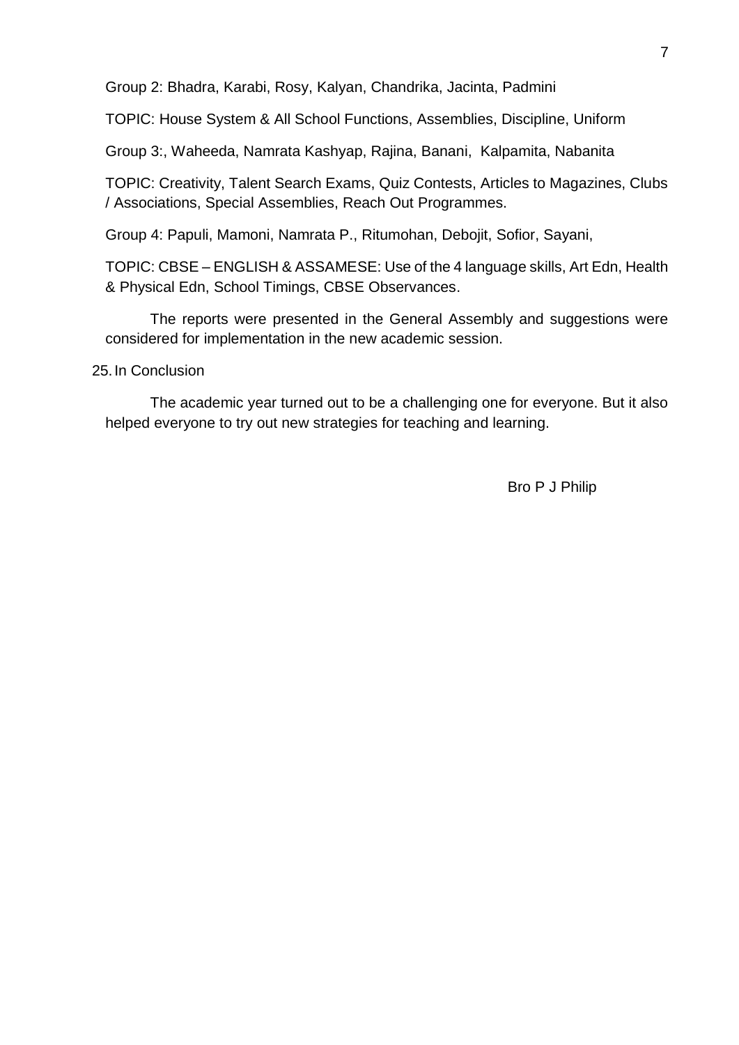Group 2: Bhadra, Karabi, Rosy, Kalyan, Chandrika, Jacinta, Padmini

TOPIC: House System & All School Functions, Assemblies, Discipline, Uniform

Group 3:, Waheeda, Namrata Kashyap, Rajina, Banani, Kalpamita, Nabanita

TOPIC: Creativity, Talent Search Exams, Quiz Contests, Articles to Magazines, Clubs / Associations, Special Assemblies, Reach Out Programmes.

Group 4: Papuli, Mamoni, Namrata P., Ritumohan, Debojit, Sofior, Sayani,

TOPIC: CBSE – ENGLISH & ASSAMESE: Use of the 4 language skills, Art Edn, Health & Physical Edn, School Timings, CBSE Observances.

The reports were presented in the General Assembly and suggestions were considered for implementation in the new academic session.

25. In Conclusion

The academic year turned out to be a challenging one for everyone. But it also helped everyone to try out new strategies for teaching and learning.

Bro P J Philip